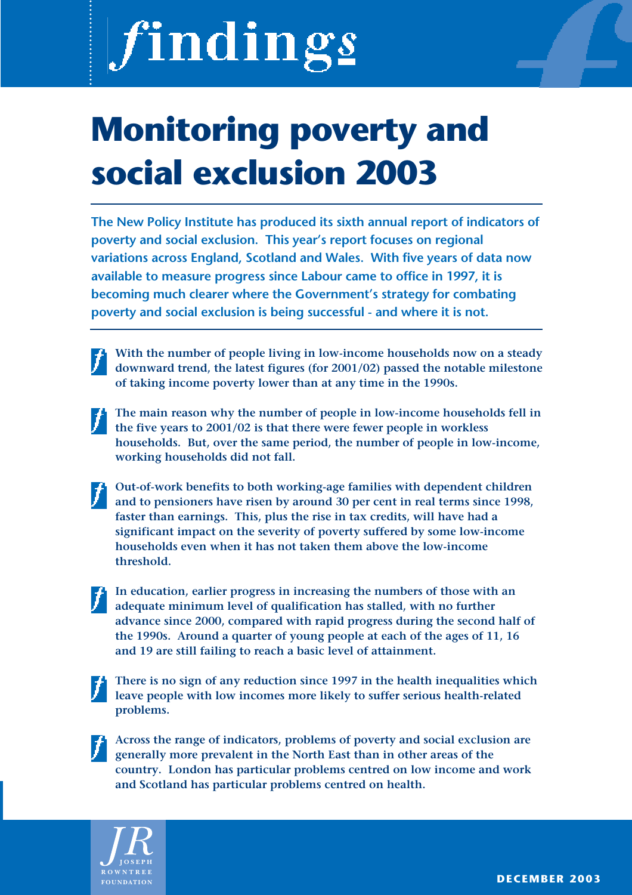# findings

# Monitoring poverty and social exclusion 2003

**The New Policy Institute has produced its sixth annual report of indicators of poverty and social exclusion. This year's report focuses on regional variations across England, Scotland and Wales. With five years of data now available to measure progress since Labour came to office in 1997, it is becoming much clearer where the Government's strategy for combating poverty and social exclusion is being successful - and where it is not.**

- **With the number of people living in low-income households now on a steady downward trend, the latest figures (for 2001/02) passed the notable milestone of taking income poverty lower than at any time in the 1990s.**
- **The main reason why the number of people in low-income households fell in the five years to 2001/02 is that there were fewer people in workless households. But, over the same period, the number of people in low-income, working households did not fall.**
- **Out-of-work benefits to both working-age families with dependent children and to pensioners have risen by around 30 per cent in real terms since 1998, faster than earnings. This, plus the rise in tax credits, will have had a significant impact on the severity of poverty suffered by some low-income households even when it has not taken them above the low-income threshold.**
- **In education, earlier progress in increasing the numbers of those with an adequate minimum level of qualification has stalled, with no further advance since 2000, compared with rapid progress during the second half of the 1990s. Around a quarter of young people at each of the ages of 11, 16 and 19 are still failing to reach a basic level of attainment.**
- **There is no sign of any reduction since 1997 in the health inequalities which leave people with low incomes more likely to suffer serious health-related problems.**
- **Across the range of indicators, problems of poverty and social exclusion are generally more prevalent in the North East than in other areas of the country. London has particular problems centred on low income and work and Scotland has particular problems centred on health.**

JOSEPH ROWNTREE FOUNDATION

DECEMBER 2003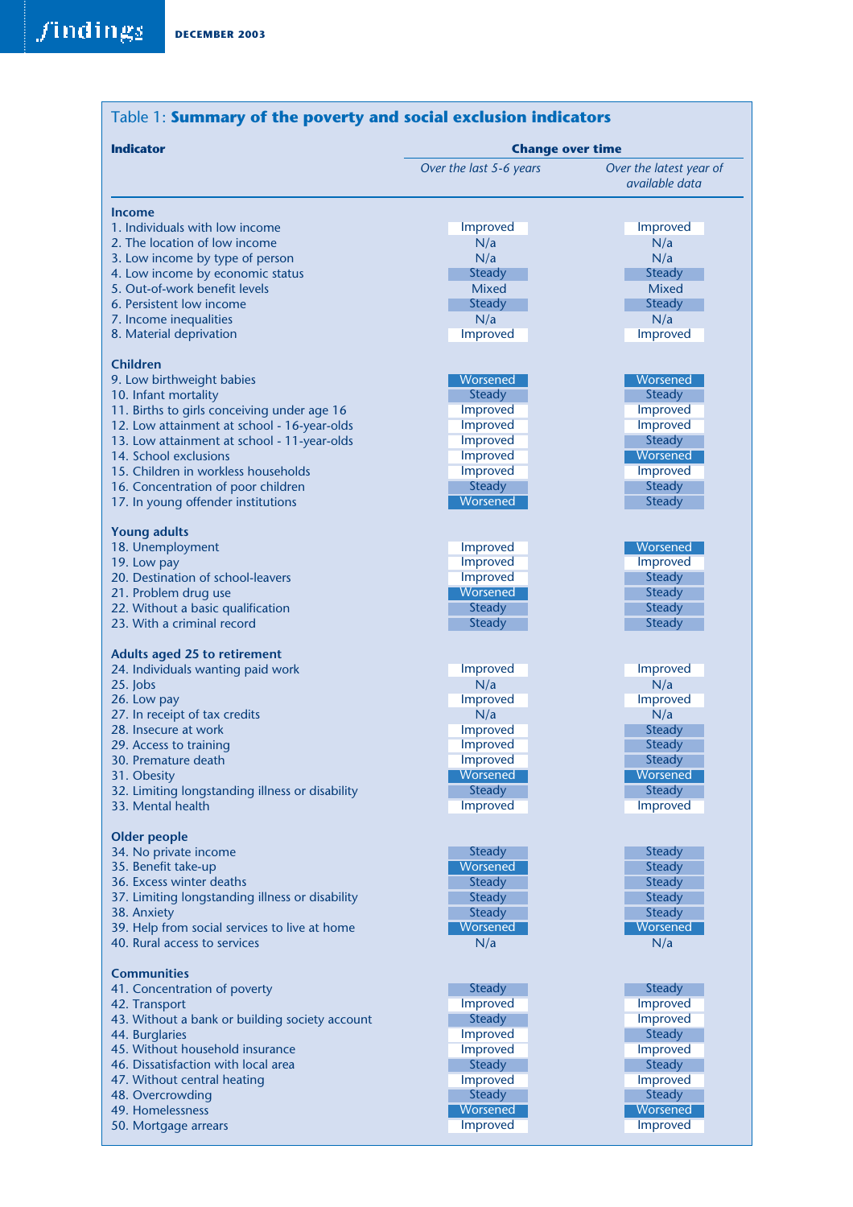## Table 1: **Summary of the poverty and social exclusion indicators**

| Indicator | Change over time | |
|---|---|---|
| | *Over the last 5-6 years* | *Over the latest year of available data* |
| **Income** | | |
| 1. Individuals with low income | Improved | Improved |
| 2. The location of low income | N/a | N/a |
| 3. Low income by type of person | N/a | N/a |
| 4. Low income by economic status | Steady | Steady |
| 5. Out-of-work benefit levels | Mixed | Mixed |
| 6. Persistent low income | Steady | Steady |
| 7. Income inequalities | N/a | N/a |
| 8. Material deprivation | Improved | Improved |
| **Children** | | |
| 9. Low birthweight babies | Worsened | Worsened |
| 10. Infant mortality | Steady | Steady |
| 11. Births to girls conceiving under age 16 | Improved | Improved |
| 12. Low attainment at school - 16-year-olds | Improved | Improved |
| 13. Low attainment at school - 11-year-olds | Improved | Steady |
| 14. School exclusions | Improved | Worsened |
| 15. Children in workless households | Improved | Improved |
| 16. Concentration of poor children | Steady | Steady |
| 17. In young offender institutions | Worsened | Steady |
| **Young adults** | | |
| 18. Unemployment | Improved | Worsened |
| 19. Low pay | Improved | Improved |
| 20. Destination of school-leavers | Improved | Steady |
| 21. Problem drug use | Worsened | Steady |
| 22. Without a basic qualification | Steady | Steady |
| 23. With a criminal record | Steady | Steady |
| **Adults aged 25 to retirement** | | |
| 24. Individuals wanting paid work | Improved | Improved |
| 25. Jobs | N/a | N/a |
| 26. Low pay | Improved | Improved |
| 27. In receipt of tax credits | N/a | N/a |
| 28. Insecure at work | Improved | Steady |
| 29. Access to training | Improved | Steady |
| 30. Premature death | Improved | Steady |
| 31. Obesity | Worsened | Worsened |
| 32. Limiting longstanding illness or disability | Steady | Steady |
| 33. Mental health | Improved | Improved |
| **Older people** | | |
| 34. No private income | Steady | Steady |
| 35. Benefit take-up | Worsened | Steady |
| 36. Excess winter deaths | Steady | Steady |
| 37. Limiting longstanding illness or disability | Steady | Steady |
| 38. Anxiety | Steady | Steady |
| 39. Help from social services to live at home | Worsened | Worsened |
| 40. Rural access to services | N/a | N/a |
| **Communities** | | |
| 41. Concentration of poverty | Steady | Steady |
| 42. Transport | Improved | Improved |
| 43. Without a bank or building society account | Steady | Improved |
| 44. Burglaries | Improved | Steady |
| 45. Without household insurance | Improved | Improved |
| 46. Dissatisfaction with local area | Steady | Steady |
| 47. Without central heating | Improved | Improved |
| 48. Overcrowding | Steady | Steady |
| 49. Homelessness | Worsened | Worsened |
| 50. Mortgage arrears | Improved | Improved |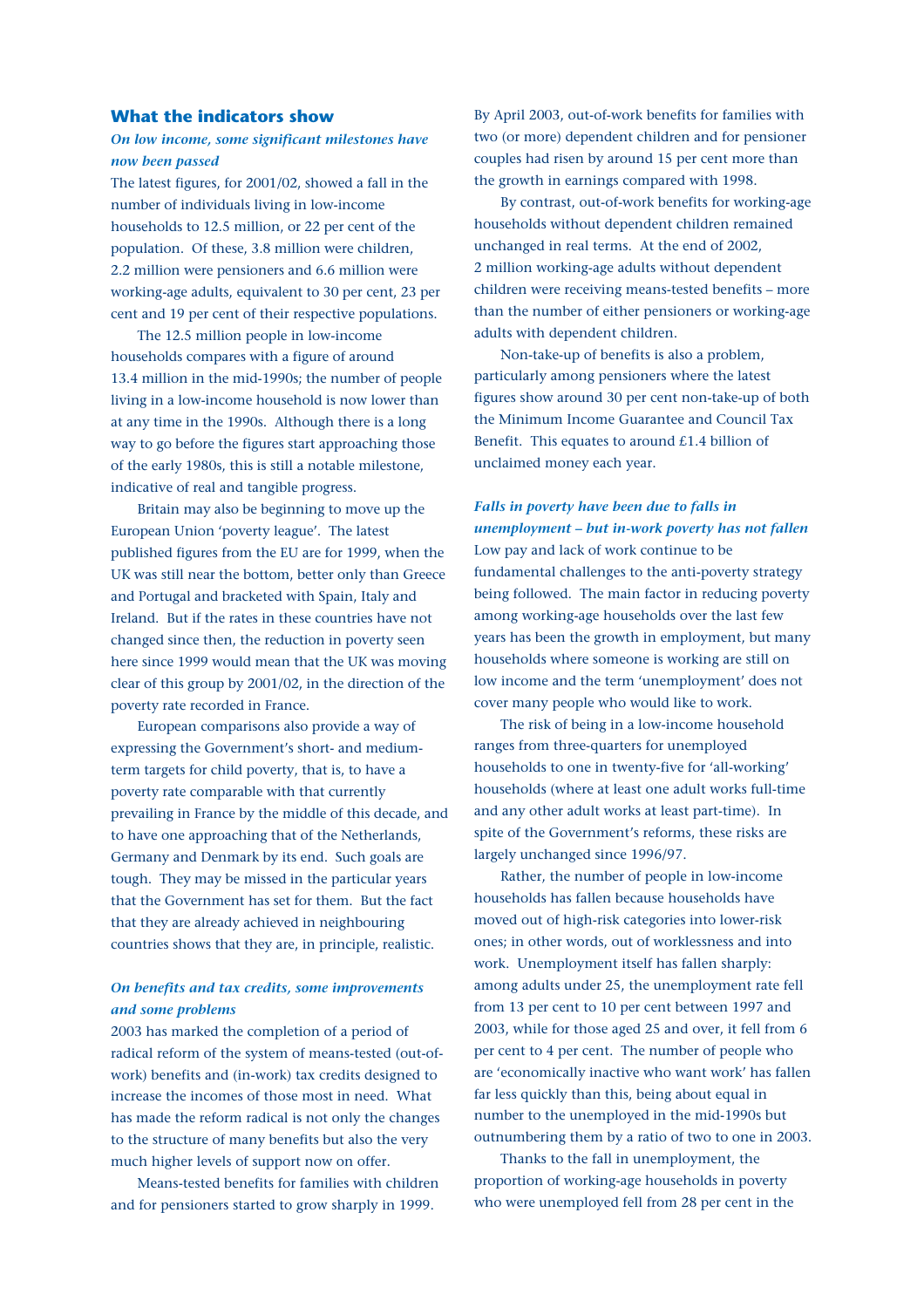## What the indicators show

### *On low income, some significant milestones have now been passed*

The latest figures, for 2001/02, showed a fall in the number of individuals living in low-income households to 12.5 million, or 22 per cent of the population. Of these, 3.8 million were children, 2.2 million were pensioners and 6.6 million were working-age adults, equivalent to 30 per cent, 23 per cent and 19 per cent of their respective populations.

The 12.5 million people in low-income households compares with a figure of around 13.4 million in the mid-1990s; the number of people living in a low-income household is now lower than at any time in the 1990s. Although there is a long way to go before the figures start approaching those of the early 1980s, this is still a notable milestone, indicative of real and tangible progress.

Britain may also be beginning to move up the European Union 'poverty league'. The latest published figures from the EU are for 1999, when the UK was still near the bottom, better only than Greece and Portugal and bracketed with Spain, Italy and Ireland. But if the rates in these countries have not changed since then, the reduction in poverty seen here since 1999 would mean that the UK was moving clear of this group by 2001/02, in the direction of the poverty rate recorded in France.

European comparisons also provide a way of expressing the Government's short- and medium-term targets for child poverty, that is, to have a poverty rate comparable with that currently prevailing in France by the middle of this decade, and to have one approaching that of the Netherlands, Germany and Denmark by its end. Such goals are tough. They may be missed in the particular years that the Government has set for them. But the fact that they are already achieved in neighbouring countries shows that they are, in principle, realistic.

### *On benefits and tax credits, some improvements and some problems*

2003 has marked the completion of a period of radical reform of the system of means-tested (out-of-work) benefits and (in-work) tax credits designed to increase the incomes of those most in need. What has made the reform radical is not only the changes to the structure of many benefits but also the very much higher levels of support now on offer.

Means-tested benefits for families with children and for pensioners started to grow sharply in 1999. By April 2003, out-of-work benefits for families with two (or more) dependent children and for pensioner couples had risen by around 15 per cent more than the growth in earnings compared with 1998.

By contrast, out-of-work benefits for working-age households without dependent children remained unchanged in real terms. At the end of 2002, 2 million working-age adults without dependent children were receiving means-tested benefits – more than the number of either pensioners or working-age adults with dependent children.

Non-take-up of benefits is also a problem, particularly among pensioners where the latest figures show around 30 per cent non-take-up of both the Minimum Income Guarantee and Council Tax Benefit. This equates to around £1.4 billion of unclaimed money each year.

### *Falls in poverty have been due to falls in unemployment – but in-work poverty has not fallen*

Low pay and lack of work continue to be fundamental challenges to the anti-poverty strategy being followed. The main factor in reducing poverty among working-age households over the last few years has been the growth in employment, but many households where someone is working are still on low income and the term 'unemployment' does not cover many people who would like to work.

The risk of being in a low-income household ranges from three-quarters for unemployed households to one in twenty-five for 'all-working' households (where at least one adult works full-time and any other adult works at least part-time). In spite of the Government's reforms, these risks are largely unchanged since 1996/97.

Rather, the number of people in low-income households has fallen because households have moved out of high-risk categories into lower-risk ones; in other words, out of worklessness and into work. Unemployment itself has fallen sharply: among adults under 25, the unemployment rate fell from 13 per cent to 10 per cent between 1997 and 2003, while for those aged 25 and over, it fell from 6 per cent to 4 per cent. The number of people who are 'economically inactive who want work' has fallen far less quickly than this, being about equal in number to the unemployed in the mid-1990s but outnumbering them by a ratio of two to one in 2003.

Thanks to the fall in unemployment, the proportion of working-age households in poverty who were unemployed fell from 28 per cent in the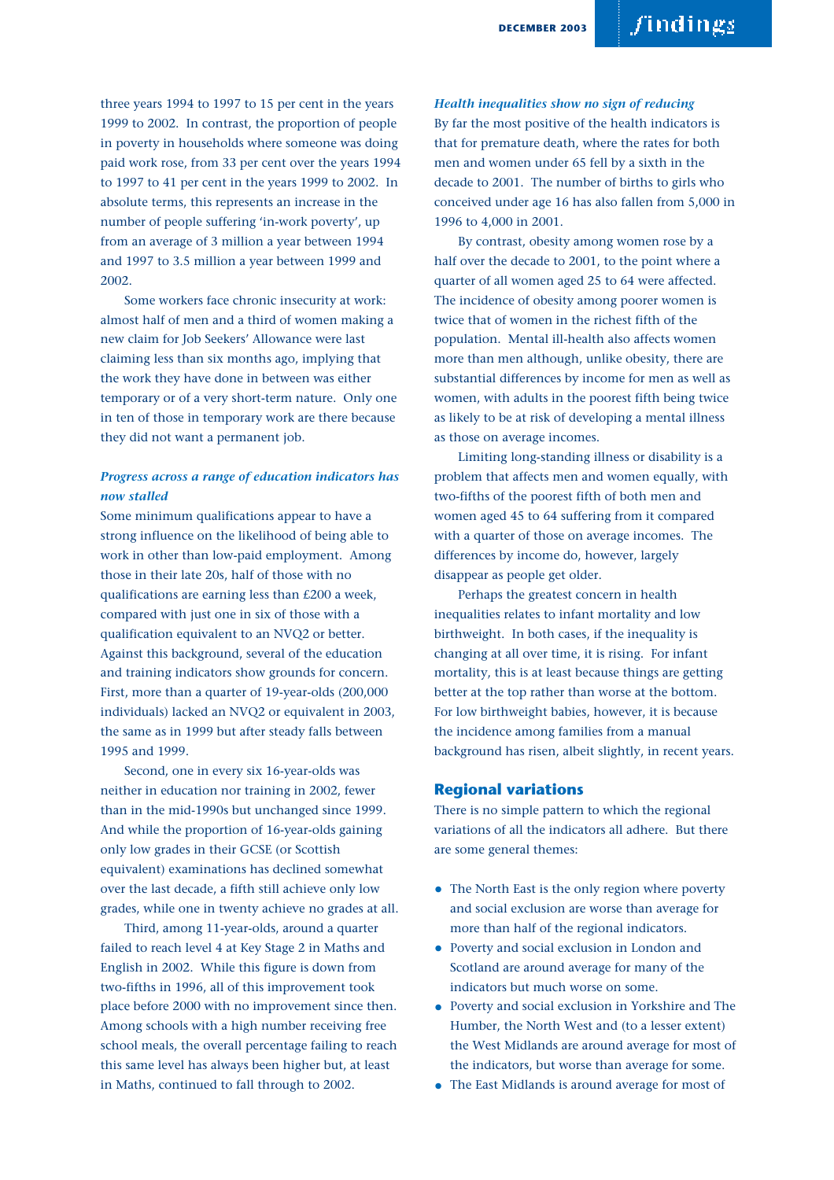three years 1994 to 1997 to 15 per cent in the years 1999 to 2002. In contrast, the proportion of people in poverty in households where someone was doing paid work rose, from 33 per cent over the years 1994 to 1997 to 41 per cent in the years 1999 to 2002. In absolute terms, this represents an increase in the number of people suffering 'in-work poverty', up from an average of 3 million a year between 1994 and 1997 to 3.5 million a year between 1999 and 2002.

Some workers face chronic insecurity at work: almost half of men and a third of women making a new claim for Job Seekers' Allowance were last claiming less than six months ago, implying that the work they have done in between was either temporary or of a very short-term nature. Only one in ten of those in temporary work are there because they did not want a permanent job.

### *Progress across a range of education indicators has now stalled*

Some minimum qualifications appear to have a strong influence on the likelihood of being able to work in other than low-paid employment. Among those in their late 20s, half of those with no qualifications are earning less than £200 a week, compared with just one in six of those with a qualification equivalent to an NVQ2 or better. Against this background, several of the education and training indicators show grounds for concern. First, more than a quarter of 19-year-olds (200,000 individuals) lacked an NVQ2 or equivalent in 2003, the same as in 1999 but after steady falls between 1995 and 1999.

Second, one in every six 16-year-olds was neither in education nor training in 2002, fewer than in the mid-1990s but unchanged since 1999. And while the proportion of 16-year-olds gaining only low grades in their GCSE (or Scottish equivalent) examinations has declined somewhat over the last decade, a fifth still achieve only low grades, while one in twenty achieve no grades at all.

Third, among 11-year-olds, around a quarter failed to reach level 4 at Key Stage 2 in Maths and English in 2002. While this figure is down from two-fifths in 1996, all of this improvement took place before 2000 with no improvement since then. Among schools with a high number receiving free school meals, the overall percentage failing to reach this same level has always been higher but, at least in Maths, continued to fall through to 2002.

### *Health inequalities show no sign of reducing*

By far the most positive of the health indicators is that for premature death, where the rates for both men and women under 65 fell by a sixth in the decade to 2001. The number of births to girls who conceived under age 16 has also fallen from 5,000 in 1996 to 4,000 in 2001.

By contrast, obesity among women rose by a half over the decade to 2001, to the point where a quarter of all women aged 25 to 64 were affected. The incidence of obesity among poorer women is twice that of women in the richest fifth of the population. Mental ill-health also affects women more than men although, unlike obesity, there are substantial differences by income for men as well as women, with adults in the poorest fifth being twice as likely to be at risk of developing a mental illness as those on average incomes.

Limiting long-standing illness or disability is a problem that affects men and women equally, with two-fifths of the poorest fifth of both men and women aged 45 to 64 suffering from it compared with a quarter of those on average incomes. The differences by income do, however, largely disappear as people get older.

Perhaps the greatest concern in health inequalities relates to infant mortality and low birthweight. In both cases, if the inequality is changing at all over time, it is rising. For infant mortality, this is at least because things are getting better at the top rather than worse at the bottom. For low birthweight babies, however, it is because the incidence among families from a manual background has risen, albeit slightly, in recent years.

## Regional variations

There is no simple pattern to which the regional variations of all the indicators all adhere. But there are some general themes:

- The North East is the only region where poverty and social exclusion are worse than average for more than half of the regional indicators.
- Poverty and social exclusion in London and Scotland are around average for many of the indicators but much worse on some.
- Poverty and social exclusion in Yorkshire and The Humber, the North West and (to a lesser extent) the West Midlands are around average for most of the indicators, but worse than average for some.
- The East Midlands is around average for most of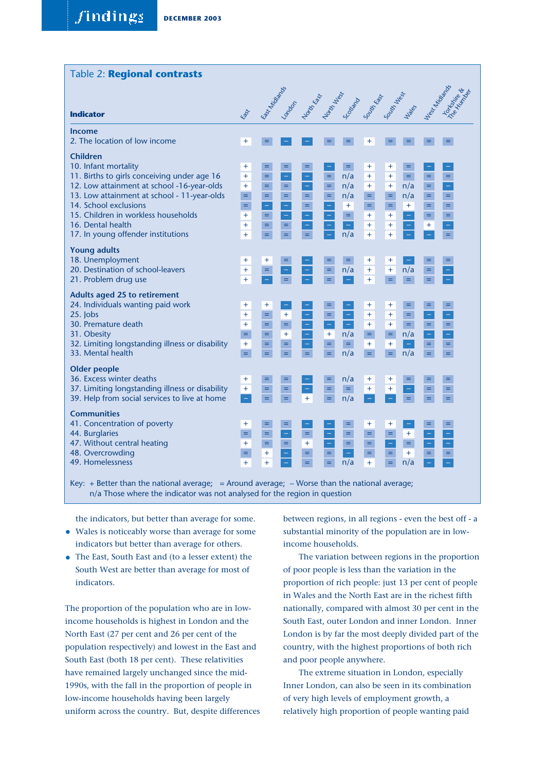Table 2: **Regional contrasts**

| Indicator | East | East Midlands | London | North East | North West | Scotland | South East | South West | Wales | West Midlands | Yorkshire & The Humber |
|---|---|---|---|---|---|---|---|---|---|---|---|
| **Income** | | | | | | | | | | | |
| 2. The location of low income | + | = | – | – | = | = | + | = | = | = | = |
| **Children** | | | | | | | | | | | |
| 10. Infant mortality | + | = | = | = | – | = | + | + | = | – | – |
| 11. Births to girls conceiving under age 16 | + | = | – | – | = | n/a | + | + | = | = | = |
| 12. Low attainment at school -16-year-olds | + | = | = | – | = | n/a | + | + | n/a | = | – |
| 13. Low attainment at school - 11-year-olds | = | = | = | = | = | n/a | = | = | n/a | = | = |
| 14. School exclusions | = | – | – | = | – | + | = | = | + | = | = |
| 15. Children in workless households | + | = | – | – | – | = | + | + | – | = | = |
| 16. Dental health | + | = | = | – | – | – | + | + | – | + | – |
| 17. In young offender institutions | + | = | = | = | – | n/a | + | + | – | – | = |
| **Young adults** | | | | | | | | | | | |
| 18. Unemployment | + | + | = | – | = | = | + | + | – | = | = |
| 20. Destination of school-leavers | + | = | – | – | = | n/a | + | + | n/a | = | – |
| 21. Problem drug use | + | – | = | – | = | – | + | = | = | = | – |
| **Adults aged 25 to retirement** | | | | | | | | | | | |
| 24. Individuals wanting paid work | + | + | – | – | = | – | + | + | = | = | = |
| 25. Jobs | + | = | + | – | = | – | + | + | = | – | – |
| 30. Premature death | + | = | = | – | – | – | + | + | = | = | = |
| 31. Obesity | = | = | + | – | + | n/a | = | = | n/a | – | – |
| 32. Limiting longstanding illness or disability | + | = | = | – | = | = | + | + | – | = | = |
| 33. Mental health | = | = | = | = | = | n/a | = | = | n/a | = | = |
| **Older people** | | | | | | | | | | | |
| 36. Excess winter deaths | + | = | = | – | = | n/a | + | + | = | = | = |
| 37. Limiting longstanding illness or disability | + | = | = | – | = | = | + | + | – | = | = |
| 39. Help from social services to live at home | – | = | = | + | = | n/a | – | – | = | = | = |
| **Communities** | | | | | | | | | | | |
| 41. Concentration of poverty | + | = | = | – | – | = | + | + | – | = | = |
| 44. Burglaries | = | = | – | = | – | = | = | = | + | – | – |
| 47. Without central heating | + | = | = | + | – | = | = | – | = | – | – |
| 48. Overcrowding | = | + | – | = | = | – | = | = | + | = | = |
| 49. Homelessness | + | + | – | = | = | n/a | + | = | n/a | – | – |

Key: + Better than the national average; = Around average; – Worse than the national average;
n/a Those where the indicator was not analysed for the region in question

the indicators, but better than average for some.

- Wales is noticeably worse than average for some indicators but better than average for others.
- The East, South East and (to a lesser extent) the South West are better than average for most of indicators.

The proportion of the population who are in low-income households is highest in London and the North East (27 per cent and 26 per cent of the population respectively) and lowest in the East and South East (both 18 per cent). These relativities have remained largely unchanged since the mid-1990s, with the fall in the proportion of people in low-income households having been largely uniform across the country. But, despite differences between regions, in all regions - even the best off - a substantial minority of the population are in low-income households.

The variation between regions in the proportion of poor people is less than the variation in the proportion of rich people: just 13 per cent of people in Wales and the North East are in the richest fifth nationally, compared with almost 30 per cent in the South East, outer London and inner London. Inner London is by far the most deeply divided part of the country, with the highest proportions of both rich and poor people anywhere.

The extreme situation in London, especially Inner London, can also be seen in its combination of very high levels of employment growth, a relatively high proportion of people wanting paid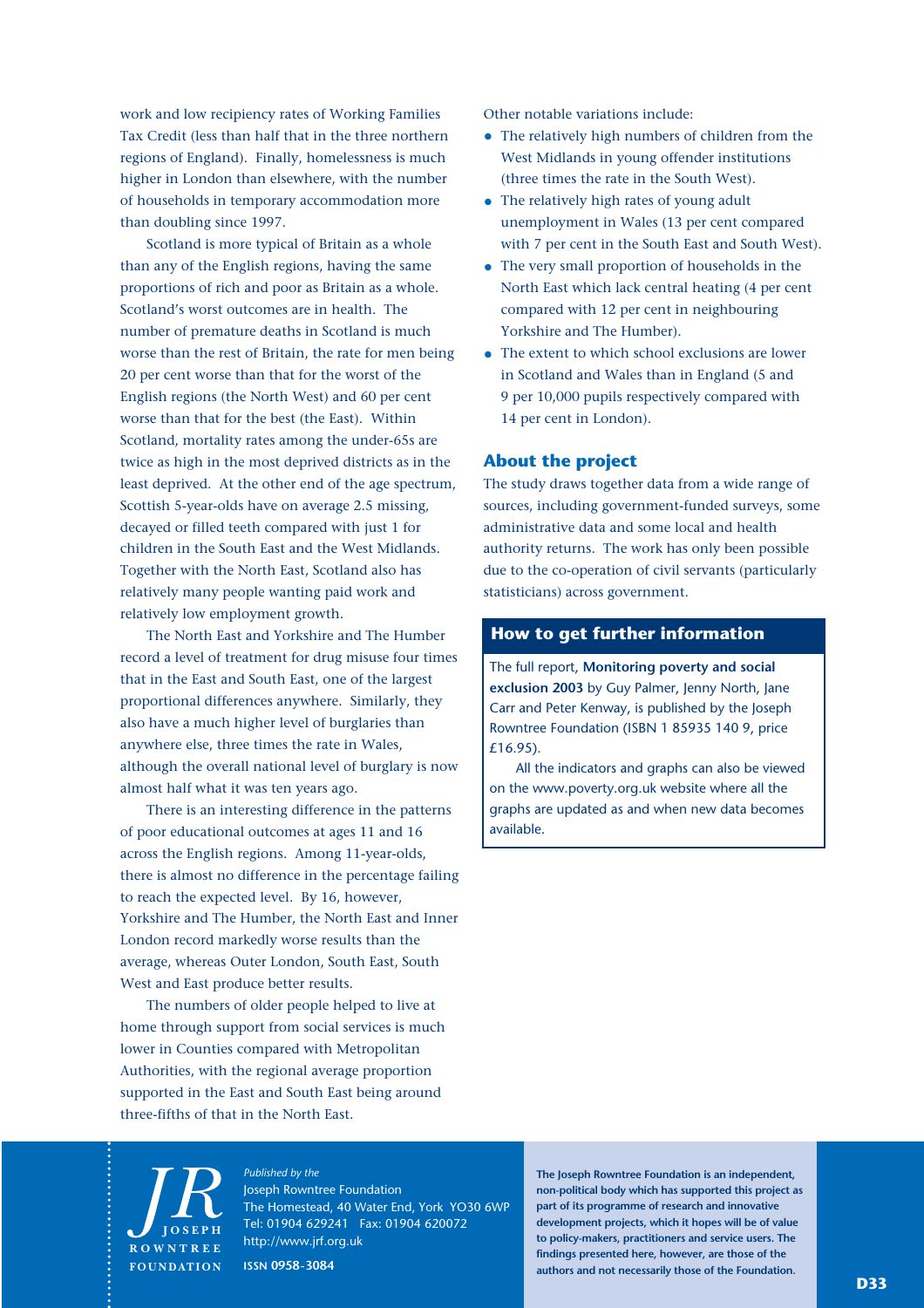work and low recipiency rates of Working Families Tax Credit (less than half that in the three northern regions of England). Finally, homelessness is much higher in London than elsewhere, with the number of households in temporary accommodation more than doubling since 1997.

Scotland is more typical of Britain as a whole than any of the English regions, having the same proportions of rich and poor as Britain as a whole. Scotland's worst outcomes are in health. The number of premature deaths in Scotland is much worse than the rest of Britain, the rate for men being 20 per cent worse than that for the worst of the English regions (the North West) and 60 per cent worse than that for the best (the East). Within Scotland, mortality rates among the under-65s are twice as high in the most deprived districts as in the least deprived. At the other end of the age spectrum, Scottish 5-year-olds have on average 2.5 missing, decayed or filled teeth compared with just 1 for children in the South East and the West Midlands. Together with the North East, Scotland also has relatively many people wanting paid work and relatively low employment growth.

The North East and Yorkshire and The Humber record a level of treatment for drug misuse four times that in the East and South East, one of the largest proportional differences anywhere. Similarly, they also have a much higher level of burglaries than anywhere else, three times the rate in Wales, although the overall national level of burglary is now almost half what it was ten years ago.

There is an interesting difference in the patterns of poor educational outcomes at ages 11 and 16 across the English regions. Among 11-year-olds, there is almost no difference in the percentage failing to reach the expected level. By 16, however, Yorkshire and The Humber, the North East and Inner London record markedly worse results than the average, whereas Outer London, South East, South West and East produce better results.

The numbers of older people helped to live at home through support from social services is much lower in Counties compared with Metropolitan Authorities, with the regional average proportion supported in the East and South East being around three-fifths of that in the North East.

Other notable variations include:

- The relatively high numbers of children from the West Midlands in young offender institutions (three times the rate in the South West).
- The relatively high rates of young adult unemployment in Wales (13 per cent compared with 7 per cent in the South East and South West).
- The very small proportion of households in the North East which lack central heating (4 per cent compared with 12 per cent in neighbouring Yorkshire and The Humber).
- The extent to which school exclusions are lower in Scotland and Wales than in England (5 and 9 per 10,000 pupils respectively compared with 14 per cent in London).

## About the project

The study draws together data from a wide range of sources, including government-funded surveys, some administrative data and some local and health authority returns. The work has only been possible due to the co-operation of civil servants (particularly statisticians) across government.

## How to get further information

The full report, **Monitoring poverty and social exclusion 2003** by Guy Palmer, Jenny North, Jane Carr and Peter Kenway, is published by the Joseph Rowntree Foundation (ISBN 1 85935 140 9, price £16.95).

All the indicators and graphs can also be viewed on the www.poverty.org.uk website where all the graphs are updated as and when new data becomes available.

JR JOSEPH ROWNTREE FOUNDATION

*Published by the*
Joseph Rowntree Foundation
The Homestead, 40 Water End, York YO30 6WP
Tel: 01904 629241 Fax: 01904 620072
http://www.jrf.org.uk

**ISSN 0958-3084**

**The Joseph Rowntree Foundation is an independent, non-political body which has supported this project as part of its programme of research and innovative development projects, which it hopes will be of value to policy-makers, practitioners and service users. The findings presented here, however, are those of the authors and not necessarily those of the Foundation.**

**D33**